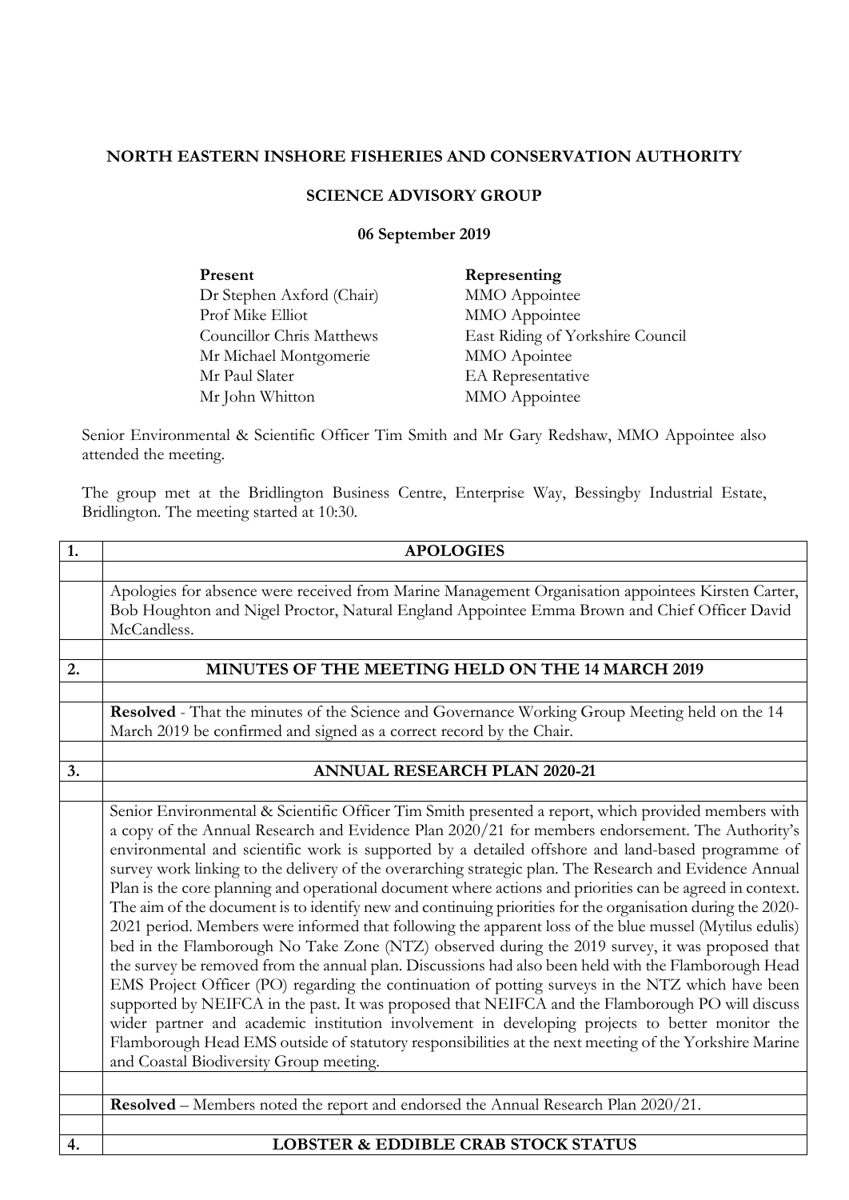**NORTH EASTERN INSHORE FISHERIES AND CONSERVATION AUTHORITY**

**SCIENCE ADVISORY GROUP**

**06 September 2019**

| **Present** | **Representing** |
| --- | --- |
| Dr Stephen Axford (Chair) | MMO Appointee |
| Prof Mike Elliot | MMO Appointee |
| Councillor Chris Matthews | East Riding of Yorkshire Council |
| Mr Michael Montgomerie | MMO Apointee |
| Mr Paul Slater | EA Representative |
| Mr John Whitton | MMO Appointee |

Senior Environmental & Scientific Officer Tim Smith and Mr Gary Redshaw, MMO Appointee also attended the meeting.

The group met at the Bridlington Business Centre, Enterprise Way, Bessingby Industrial Estate, Bridlington. The meeting started at 10:30.

## 1. APOLOGIES

Apologies for absence were received from Marine Management Organisation appointees Kirsten Carter, Bob Houghton and Nigel Proctor, Natural England Appointee Emma Brown and Chief Officer David McCandless.

## 2. MINUTES OF THE MEETING HELD ON THE 14 MARCH 2019

**Resolved** - That the minutes of the Science and Governance Working Group Meeting held on the 14 March 2019 be confirmed and signed as a correct record by the Chair.

## 3. ANNUAL RESEARCH PLAN 2020-21

Senior Environmental & Scientific Officer Tim Smith presented a report, which provided members with a copy of the Annual Research and Evidence Plan 2020/21 for members endorsement. The Authority's environmental and scientific work is supported by a detailed offshore and land-based programme of survey work linking to the delivery of the overarching strategic plan. The Research and Evidence Annual Plan is the core planning and operational document where actions and priorities can be agreed in context. The aim of the document is to identify new and continuing priorities for the organisation during the 2020-2021 period. Members were informed that following the apparent loss of the blue mussel (Mytilus edulis) bed in the Flamborough No Take Zone (NTZ) observed during the 2019 survey, it was proposed that the survey be removed from the annual plan. Discussions had also been held with the Flamborough Head EMS Project Officer (PO) regarding the continuation of potting surveys in the NTZ which have been supported by NEIFCA in the past. It was proposed that NEIFCA and the Flamborough PO will discuss wider partner and academic institution involvement in developing projects to better monitor the Flamborough Head EMS outside of statutory responsibilities at the next meeting of the Yorkshire Marine and Coastal Biodiversity Group meeting.

**Resolved** – Members noted the report and endorsed the Annual Research Plan 2020/21.

## 4. LOBSTER & EDDIBLE CRAB STOCK STATUS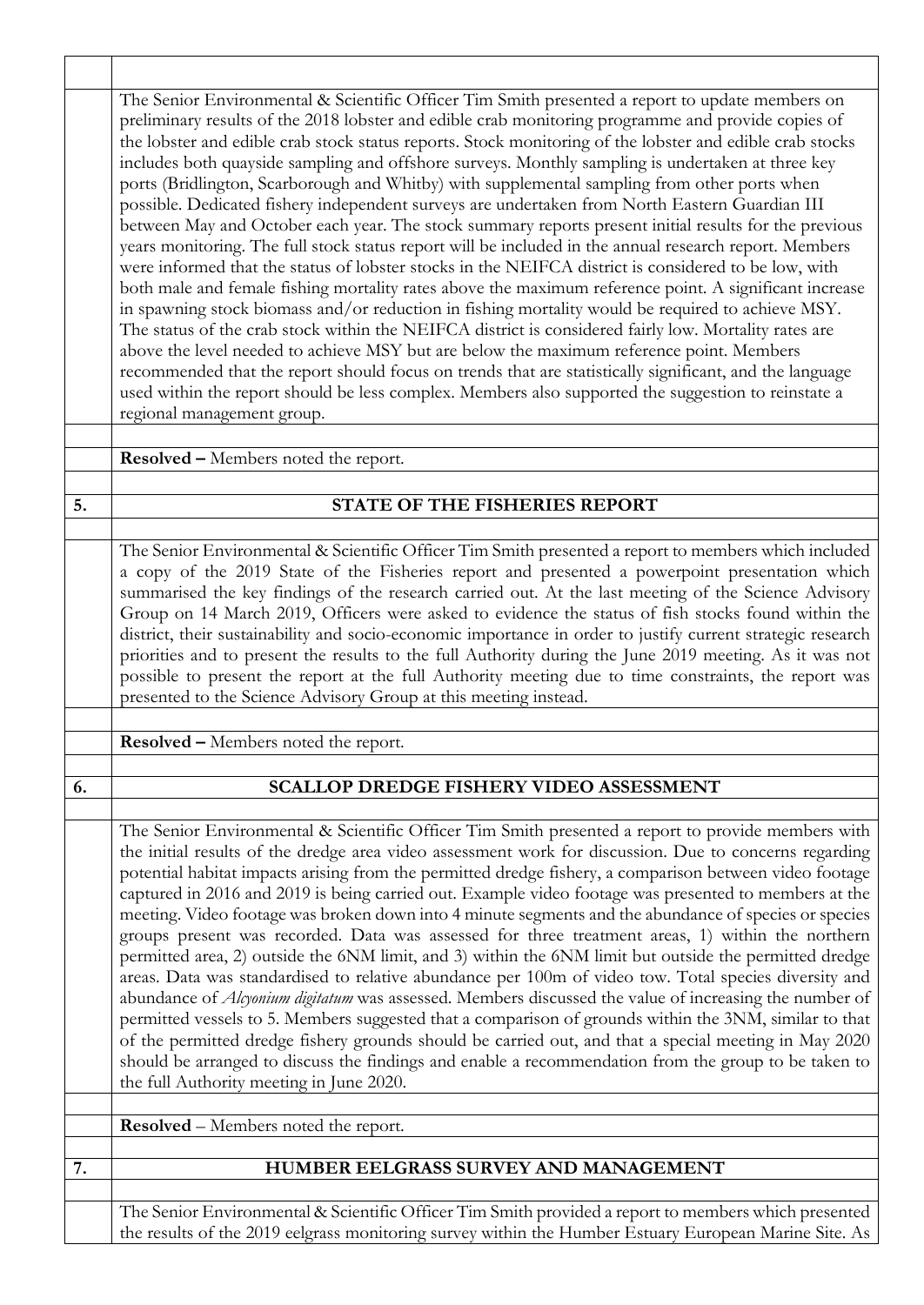The Senior Environmental & Scientific Officer Tim Smith presented a report to update members on preliminary results of the 2018 lobster and edible crab monitoring programme and provide copies of the lobster and edible crab stock status reports. Stock monitoring of the lobster and edible crab stocks includes both quayside sampling and offshore surveys. Monthly sampling is undertaken at three key ports (Bridlington, Scarborough and Whitby) with supplemental sampling from other ports when possible. Dedicated fishery independent surveys are undertaken from North Eastern Guardian III between May and October each year. The stock summary reports present initial results for the previous years monitoring. The full stock status report will be included in the annual research report. Members were informed that the status of lobster stocks in the NEIFCA district is considered to be low, with both male and female fishing mortality rates above the maximum reference point. A significant increase in spawning stock biomass and/or reduction in fishing mortality would be required to achieve MSY. The status of the crab stock within the NEIFCA district is considered fairly low. Mortality rates are above the level needed to achieve MSY but are below the maximum reference point. Members recommended that the report should focus on trends that are statistically significant, and the language used within the report should be less complex. Members also supported the suggestion to reinstate a regional management group.

**Resolved –** Members noted the report.

## 5. STATE OF THE FISHERIES REPORT

The Senior Environmental & Scientific Officer Tim Smith presented a report to members which included a copy of the 2019 State of the Fisheries report and presented a powerpoint presentation which summarised the key findings of the research carried out. At the last meeting of the Science Advisory Group on 14 March 2019, Officers were asked to evidence the status of fish stocks found within the district, their sustainability and socio-economic importance in order to justify current strategic research priorities and to present the results to the full Authority during the June 2019 meeting. As it was not possible to present the report at the full Authority meeting due to time constraints, the report was presented to the Science Advisory Group at this meeting instead.

**Resolved –** Members noted the report.

## 6. SCALLOP DREDGE FISHERY VIDEO ASSESSMENT

The Senior Environmental & Scientific Officer Tim Smith presented a report to provide members with the initial results of the dredge area video assessment work for discussion. Due to concerns regarding potential habitat impacts arising from the permitted dredge fishery, a comparison between video footage captured in 2016 and 2019 is being carried out. Example video footage was presented to members at the meeting. Video footage was broken down into 4 minute segments and the abundance of species or species groups present was recorded. Data was assessed for three treatment areas, 1) within the northern permitted area, 2) outside the 6NM limit, and 3) within the 6NM limit but outside the permitted dredge areas. Data was standardised to relative abundance per 100m of video tow. Total species diversity and abundance of *Alcyonium digitatum* was assessed. Members discussed the value of increasing the number of permitted vessels to 5. Members suggested that a comparison of grounds within the 3NM, similar to that of the permitted dredge fishery grounds should be carried out, and that a special meeting in May 2020 should be arranged to discuss the findings and enable a recommendation from the group to be taken to the full Authority meeting in June 2020.

**Resolved** – Members noted the report.

## 7. HUMBER EELGRASS SURVEY AND MANAGEMENT

The Senior Environmental & Scientific Officer Tim Smith provided a report to members which presented the results of the 2019 eelgrass monitoring survey within the Humber Estuary European Marine Site. As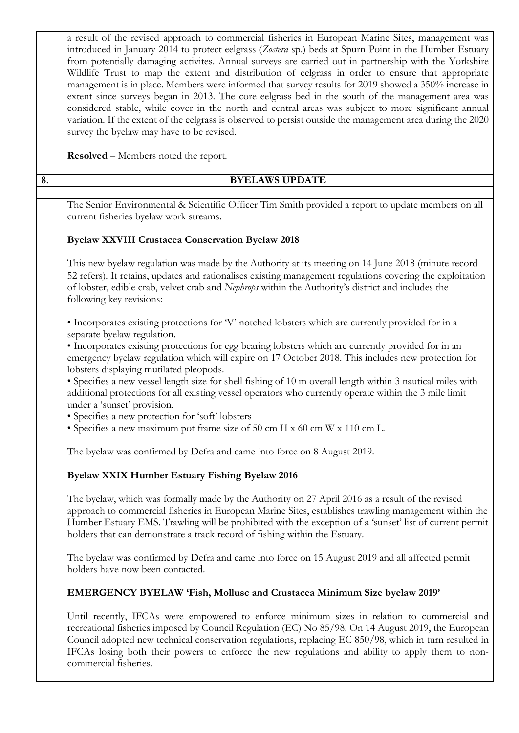a result of the revised approach to commercial fisheries in European Marine Sites, management was introduced in January 2014 to protect eelgrass (*Zostera* sp.) beds at Spurn Point in the Humber Estuary from potentially damaging activites. Annual surveys are carried out in partnership with the Yorkshire Wildlife Trust to map the extent and distribution of eelgrass in order to ensure that appropriate management is in place. Members were informed that survey results for 2019 showed a 350% increase in extent since surveys began in 2013. The core eelgrass bed in the south of the management area was considered stable, while cover in the north and central areas was subject to more significant annual variation. If the extent of the eelgrass is observed to persist outside the management area during the 2020 survey the byelaw may have to be revised.

**Resolved** – Members noted the report.

## 8. BYELAWS UPDATE

The Senior Environmental & Scientific Officer Tim Smith provided a report to update members on all current fisheries byelaw work streams.

**Byelaw XXVIII Crustacea Conservation Byelaw 2018**

This new byelaw regulation was made by the Authority at its meeting on 14 June 2018 (minute record 52 refers). It retains, updates and rationalises existing management regulations covering the exploitation of lobster, edible crab, velvet crab and *Nephrops* within the Authority's district and includes the following key revisions:

- Incorporates existing protections for 'V' notched lobsters which are currently provided for in a separate byelaw regulation.
- Incorporates existing protections for egg bearing lobsters which are currently provided for in an emergency byelaw regulation which will expire on 17 October 2018. This includes new protection for lobsters displaying mutilated pleopods.
- Specifies a new vessel length size for shell fishing of 10 m overall length within 3 nautical miles with additional protections for all existing vessel operators who currently operate within the 3 mile limit under a 'sunset' provision.
- Specifies a new protection for 'soft' lobsters
- Specifies a new maximum pot frame size of 50 cm H x 60 cm W x 110 cm L.

The byelaw was confirmed by Defra and came into force on 8 August 2019.

**Byelaw XXIX Humber Estuary Fishing Byelaw 2016**

The byelaw, which was formally made by the Authority on 27 April 2016 as a result of the revised approach to commercial fisheries in European Marine Sites, establishes trawling management within the Humber Estuary EMS. Trawling will be prohibited with the exception of a 'sunset' list of current permit holders that can demonstrate a track record of fishing within the Estuary.

The byelaw was confirmed by Defra and came into force on 15 August 2019 and all affected permit holders have now been contacted.

**EMERGENCY BYELAW 'Fish, Mollusc and Crustacea Minimum Size byelaw 2019'**

Until recently, IFCAs were empowered to enforce minimum sizes in relation to commercial and recreational fisheries imposed by Council Regulation (EC) No 85/98. On 14 August 2019, the European Council adopted new technical conservation regulations, replacing EC 850/98, which in turn resulted in IFCAs losing both their powers to enforce the new regulations and ability to apply them to non-commercial fisheries.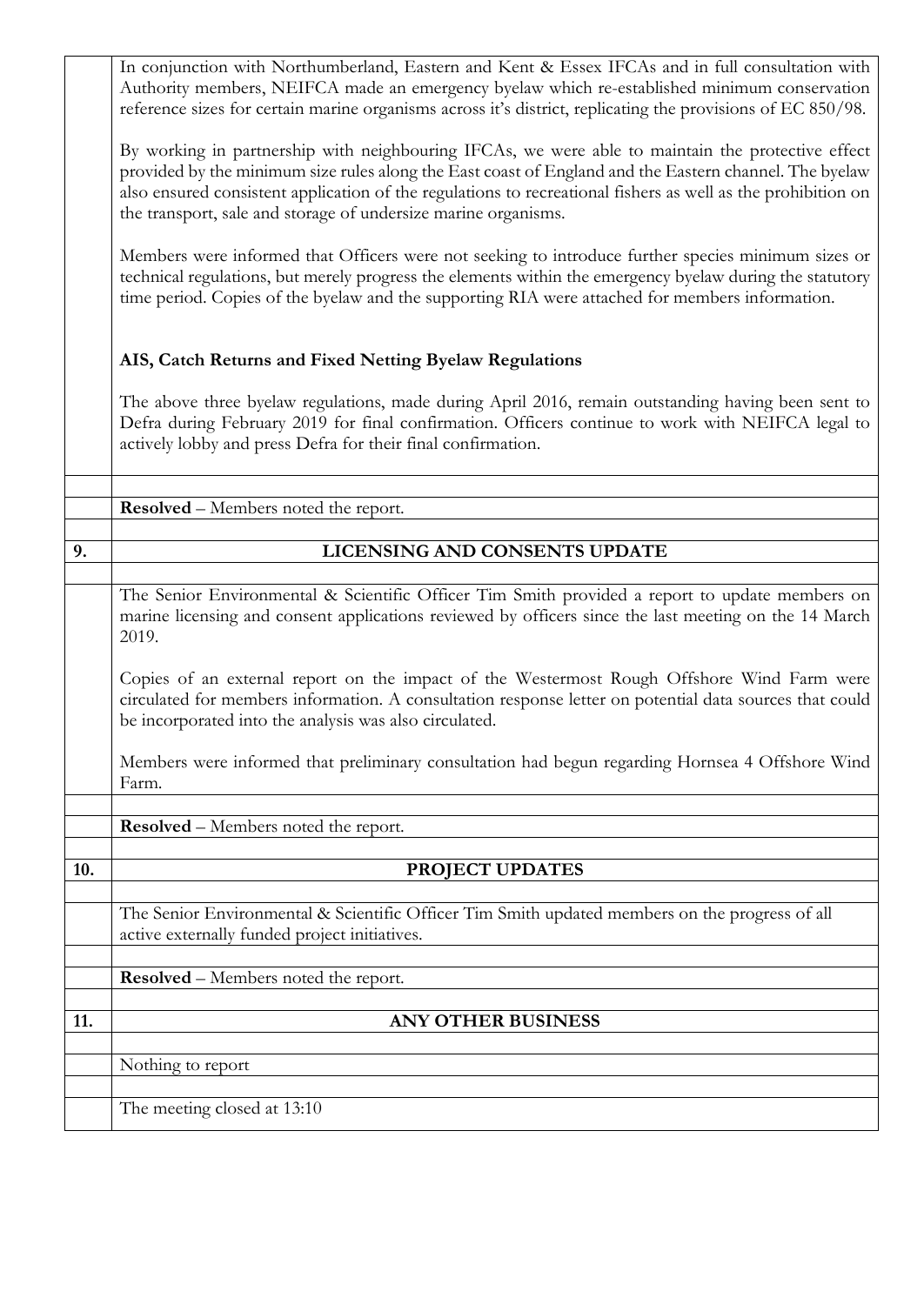In conjunction with Northumberland, Eastern and Kent & Essex IFCAs and in full consultation with Authority members, NEIFCA made an emergency byelaw which re-established minimum conservation reference sizes for certain marine organisms across it's district, replicating the provisions of EC 850/98.

By working in partnership with neighbouring IFCAs, we were able to maintain the protective effect provided by the minimum size rules along the East coast of England and the Eastern channel. The byelaw also ensured consistent application of the regulations to recreational fishers as well as the prohibition on the transport, sale and storage of undersize marine organisms.

Members were informed that Officers were not seeking to introduce further species minimum sizes or technical regulations, but merely progress the elements within the emergency byelaw during the statutory time period. Copies of the byelaw and the supporting RIA were attached for members information.

**AIS, Catch Returns and Fixed Netting Byelaw Regulations**

The above three byelaw regulations, made during April 2016, remain outstanding having been sent to Defra during February 2019 for final confirmation. Officers continue to work with NEIFCA legal to actively lobby and press Defra for their final confirmation.

**Resolved** – Members noted the report.

## 9. LICENSING AND CONSENTS UPDATE

The Senior Environmental & Scientific Officer Tim Smith provided a report to update members on marine licensing and consent applications reviewed by officers since the last meeting on the 14 March 2019.

Copies of an external report on the impact of the Westermost Rough Offshore Wind Farm were circulated for members information. A consultation response letter on potential data sources that could be incorporated into the analysis was also circulated.

Members were informed that preliminary consultation had begun regarding Hornsea 4 Offshore Wind Farm.

**Resolved** – Members noted the report.

## 10. PROJECT UPDATES

The Senior Environmental & Scientific Officer Tim Smith updated members on the progress of all active externally funded project initiatives.

**Resolved** – Members noted the report.

## 11. ANY OTHER BUSINESS

Nothing to report

The meeting closed at 13:10